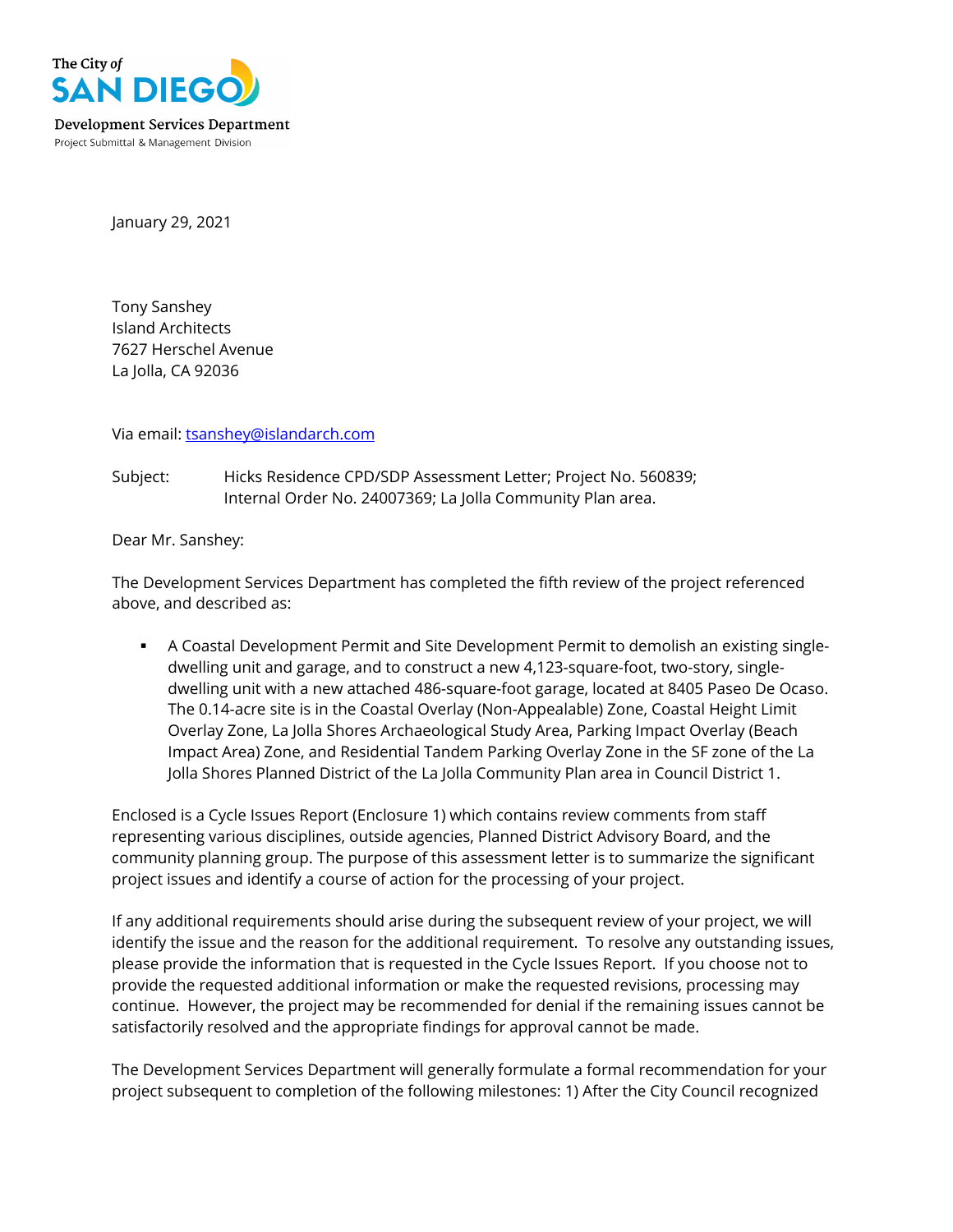The City of
SAN DIEGO

Development Services Department
Project Submittal & Management Division

January 29, 2021

Tony Sanshey
Island Architects
7627 Herschel Avenue
La Jolla, CA 92036

Via email: tsanshey@islandarch.com

Subject: Hicks Residence CPD/SDP Assessment Letter; Project No. 560839; Internal Order No. 24007369; La Jolla Community Plan area.

Dear Mr. Sanshey:

The Development Services Department has completed the fifth review of the project referenced above, and described as:

- A Coastal Development Permit and Site Development Permit to demolish an existing single-dwelling unit and garage, and to construct a new 4,123-square-foot, two-story, single-dwelling unit with a new attached 486-square-foot garage, located at 8405 Paseo De Ocaso. The 0.14-acre site is in the Coastal Overlay (Non-Appealable) Zone, Coastal Height Limit Overlay Zone, La Jolla Shores Archaeological Study Area, Parking Impact Overlay (Beach Impact Area) Zone, and Residential Tandem Parking Overlay Zone in the SF zone of the La Jolla Shores Planned District of the La Jolla Community Plan area in Council District 1.

Enclosed is a Cycle Issues Report (Enclosure 1) which contains review comments from staff representing various disciplines, outside agencies, Planned District Advisory Board, and the community planning group. The purpose of this assessment letter is to summarize the significant project issues and identify a course of action for the processing of your project.

If any additional requirements should arise during the subsequent review of your project, we will identify the issue and the reason for the additional requirement. To resolve any outstanding issues, please provide the information that is requested in the Cycle Issues Report. If you choose not to provide the requested additional information or make the requested revisions, processing may continue. However, the project may be recommended for denial if the remaining issues cannot be satisfactorily resolved and the appropriate findings for approval cannot be made.

The Development Services Department will generally formulate a formal recommendation for your project subsequent to completion of the following milestones: 1) After the City Council recognized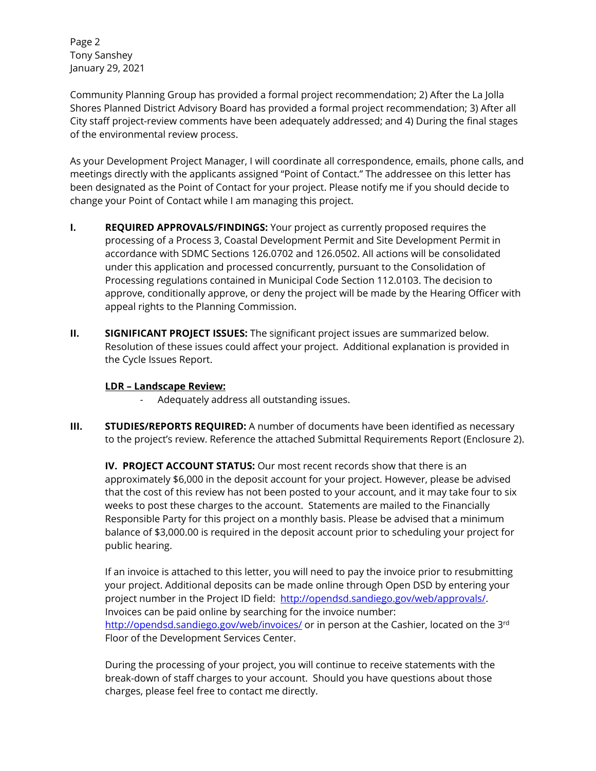Community Planning Group has provided a formal project recommendation; 2) After the La Jolla Shores Planned District Advisory Board has provided a formal project recommendation; 3) After all City staff project-review comments have been adequately addressed; and 4) During the final stages of the environmental review process.

As your Development Project Manager, I will coordinate all correspondence, emails, phone calls, and meetings directly with the applicants assigned "Point of Contact." The addressee on this letter has been designated as the Point of Contact for your project. Please notify me if you should decide to change your Point of Contact while I am managing this project.

**I. REQUIRED APPROVALS/FINDINGS:** Your project as currently proposed requires the processing of a Process 3, Coastal Development Permit and Site Development Permit in accordance with SDMC Sections 126.0702 and 126.0502. All actions will be consolidated under this application and processed concurrently, pursuant to the Consolidation of Processing regulations contained in Municipal Code Section 112.0103. The decision to approve, conditionally approve, or deny the project will be made by the Hearing Officer with appeal rights to the Planning Commission.

**II. SIGNIFICANT PROJECT ISSUES:** The significant project issues are summarized below. Resolution of these issues could affect your project. Additional explanation is provided in the Cycle Issues Report.

**<u>LDR – Landscape Review:</u>**

- Adequately address all outstanding issues.

**III. STUDIES/REPORTS REQUIRED:** A number of documents have been identified as necessary to the project's review. Reference the attached Submittal Requirements Report (Enclosure 2).

**IV. PROJECT ACCOUNT STATUS:** Our most recent records show that there is an approximately $6,000 in the deposit account for your project. However, please be advised that the cost of this review has not been posted to your account, and it may take four to six weeks to post these charges to the account. Statements are mailed to the Financially Responsible Party for this project on a monthly basis. Please be advised that a minimum balance of $3,000.00 is required in the deposit account prior to scheduling your project for public hearing.

If an invoice is attached to this letter, you will need to pay the invoice prior to resubmitting your project. Additional deposits can be made online through Open DSD by entering your project number in the Project ID field: http://opendsd.sandiego.gov/web/approvals/. Invoices can be paid online by searching for the invoice number: http://opendsd.sandiego.gov/web/invoices/ or in person at the Cashier, located on the 3rd Floor of the Development Services Center.

During the processing of your project, you will continue to receive statements with the break-down of staff charges to your account. Should you have questions about those charges, please feel free to contact me directly.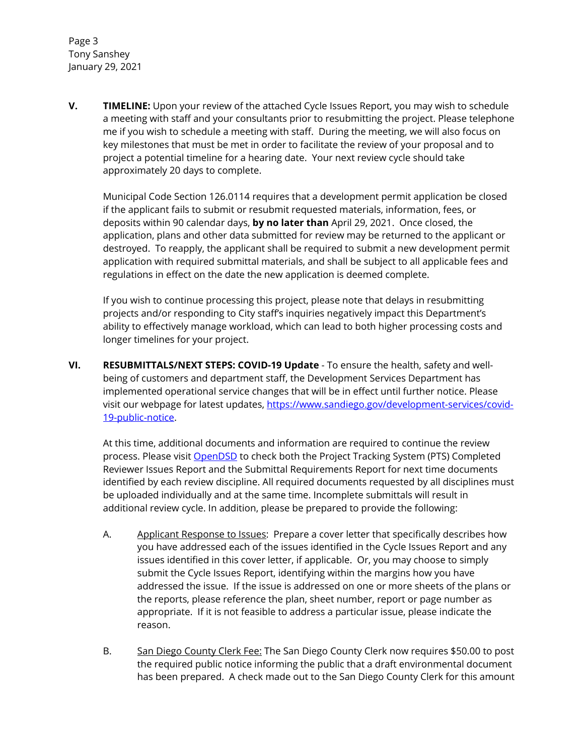**V. TIMELINE:** Upon your review of the attached Cycle Issues Report, you may wish to schedule a meeting with staff and your consultants prior to resubmitting the project. Please telephone me if you wish to schedule a meeting with staff. During the meeting, we will also focus on key milestones that must be met in order to facilitate the review of your proposal and to project a potential timeline for a hearing date. Your next review cycle should take approximately 20 days to complete.

Municipal Code Section 126.0114 requires that a development permit application be closed if the applicant fails to submit or resubmit requested materials, information, fees, or deposits within 90 calendar days, **by no later than** April 29, 2021. Once closed, the application, plans and other data submitted for review may be returned to the applicant or destroyed. To reapply, the applicant shall be required to submit a new development permit application with required submittal materials, and shall be subject to all applicable fees and regulations in effect on the date the new application is deemed complete.

If you wish to continue processing this project, please note that delays in resubmitting projects and/or responding to City staff's inquiries negatively impact this Department's ability to effectively manage workload, which can lead to both higher processing costs and longer timelines for your project.

**VI. RESUBMITTALS/NEXT STEPS: COVID-19 Update** - To ensure the health, safety and well-being of customers and department staff, the Development Services Department has implemented operational service changes that will be in effect until further notice. Please visit our webpage for latest updates, [https://www.sandiego.gov/development-services/covid-19-public-notice](https://www.sandiego.gov/development-services/covid-19-public-notice).

At this time, additional documents and information are required to continue the review process. Please visit [OpenDSD](OpenDSD) to check both the Project Tracking System (PTS) Completed Reviewer Issues Report and the Submittal Requirements Report for next time documents identified by each review discipline. All required documents requested by all disciplines must be uploaded individually and at the same time. Incomplete submittals will result in additional review cycle. In addition, please be prepared to provide the following:

A. <u>Applicant Response to Issues</u>: Prepare a cover letter that specifically describes how you have addressed each of the issues identified in the Cycle Issues Report and any issues identified in this cover letter, if applicable. Or, you may choose to simply submit the Cycle Issues Report, identifying within the margins how you have addressed the issue. If the issue is addressed on one or more sheets of the plans or the reports, please reference the plan, sheet number, report or page number as appropriate. If it is not feasible to address a particular issue, please indicate the reason.

B. <u>San Diego County Clerk Fee:</u> The San Diego County Clerk now requires $50.00 to post the required public notice informing the public that a draft environmental document has been prepared. A check made out to the San Diego County Clerk for this amount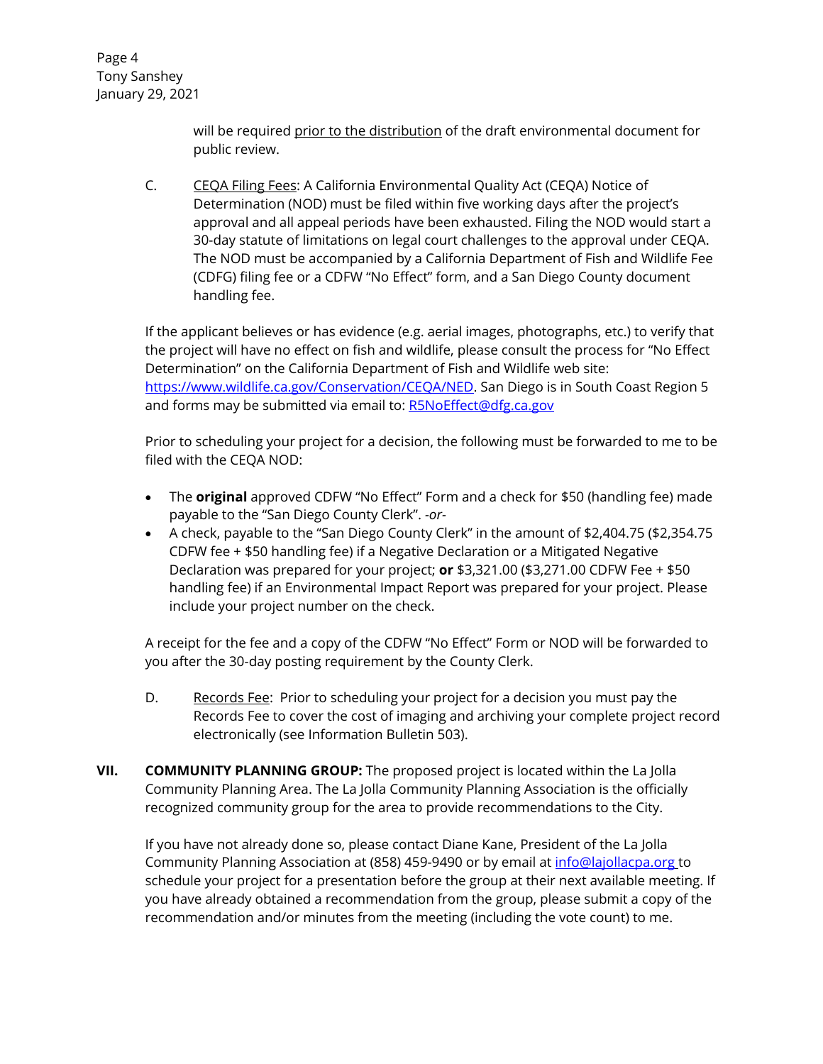will be required <u>prior to the distribution</u> of the draft environmental document for public review.

C. <u>CEQA Filing Fees</u>: A California Environmental Quality Act (CEQA) Notice of Determination (NOD) must be filed within five working days after the project's approval and all appeal periods have been exhausted. Filing the NOD would start a 30-day statute of limitations on legal court challenges to the approval under CEQA. The NOD must be accompanied by a California Department of Fish and Wildlife Fee (CDFG) filing fee or a CDFW "No Effect" form, and a San Diego County document handling fee.

If the applicant believes or has evidence (e.g. aerial images, photographs, etc.) to verify that the project will have no effect on fish and wildlife, please consult the process for "No Effect Determination" on the California Department of Fish and Wildlife web site: https://www.wildlife.ca.gov/Conservation/CEQA/NED. San Diego is in South Coast Region 5 and forms may be submitted via email to: R5NoEffect@dfg.ca.gov

Prior to scheduling your project for a decision, the following must be forwarded to me to be filed with the CEQA NOD:

- The **original** approved CDFW "No Effect" Form and a check for $50 (handling fee) made payable to the "San Diego County Clerk". *-or-*
- A check, payable to the "San Diego County Clerk" in the amount of $2,404.75 ($2,354.75 CDFW fee + $50 handling fee) if a Negative Declaration or a Mitigated Negative Declaration was prepared for your project; **or** $3,321.00 ($3,271.00 CDFW Fee + $50 handling fee) if an Environmental Impact Report was prepared for your project. Please include your project number on the check.

A receipt for the fee and a copy of the CDFW "No Effect" Form or NOD will be forwarded to you after the 30-day posting requirement by the County Clerk.

D. <u>Records Fee</u>: Prior to scheduling your project for a decision you must pay the Records Fee to cover the cost of imaging and archiving your complete project record electronically (see Information Bulletin 503).

**VII. COMMUNITY PLANNING GROUP:** The proposed project is located within the La Jolla Community Planning Area. The La Jolla Community Planning Association is the officially recognized community group for the area to provide recommendations to the City.

If you have not already done so, please contact Diane Kane, President of the La Jolla Community Planning Association at (858) 459-9490 or by email at info@lajollacpa.org to schedule your project for a presentation before the group at their next available meeting. If you have already obtained a recommendation from the group, please submit a copy of the recommendation and/or minutes from the meeting (including the vote count) to me.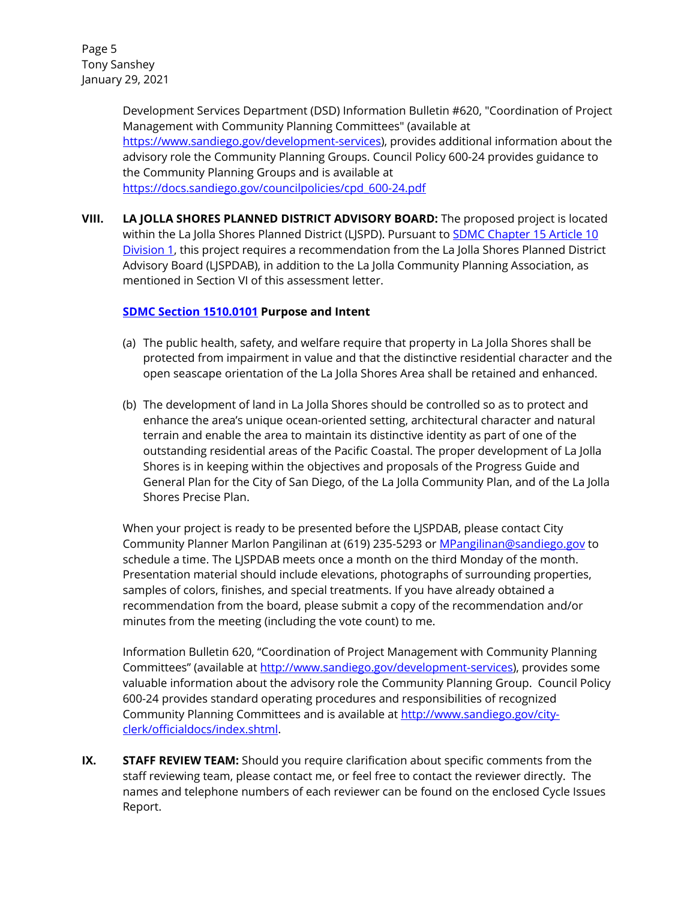Development Services Department (DSD) Information Bulletin #620, "Coordination of Project Management with Community Planning Committees" (available at [https://www.sandiego.gov/development-services](https://www.sandiego.gov/development-services)), provides additional information about the advisory role the Community Planning Groups. Council Policy 600-24 provides guidance to the Community Planning Groups and is available at [https://docs.sandiego.gov/councilpolicies/cpd_600-24.pdf](https://docs.sandiego.gov/councilpolicies/cpd_600-24.pdf)

**VIII. LA JOLLA SHORES PLANNED DISTRICT ADVISORY BOARD:** The proposed project is located within the La Jolla Shores Planned District (LJSPD). Pursuant to SDMC Chapter 15 Article 10 Division 1, this project requires a recommendation from the La Jolla Shores Planned District Advisory Board (LJSPDAB), in addition to the La Jolla Community Planning Association, as mentioned in Section VI of this assessment letter.

**SDMC Section 1510.0101 Purpose and Intent**

(a) The public health, safety, and welfare require that property in La Jolla Shores shall be protected from impairment in value and that the distinctive residential character and the open seascape orientation of the La Jolla Shores Area shall be retained and enhanced.

(b) The development of land in La Jolla Shores should be controlled so as to protect and enhance the area's unique ocean-oriented setting, architectural character and natural terrain and enable the area to maintain its distinctive identity as part of one of the outstanding residential areas of the Pacific Coastal. The proper development of La Jolla Shores is in keeping within the objectives and proposals of the Progress Guide and General Plan for the City of San Diego, of the La Jolla Community Plan, and of the La Jolla Shores Precise Plan.

When your project is ready to be presented before the LJSPDAB, please contact City Community Planner Marlon Pangilinan at (619) 235-5293 or MPangilinan@sandiego.gov to schedule a time. The LJSPDAB meets once a month on the third Monday of the month. Presentation material should include elevations, photographs of surrounding properties, samples of colors, finishes, and special treatments. If you have already obtained a recommendation from the board, please submit a copy of the recommendation and/or minutes from the meeting (including the vote count) to me.

Information Bulletin 620, "Coordination of Project Management with Community Planning Committees" (available at [http://www.sandiego.gov/development-services](http://www.sandiego.gov/development-services)), provides some valuable information about the advisory role the Community Planning Group. Council Policy 600-24 provides standard operating procedures and responsibilities of recognized Community Planning Committees and is available at [http://www.sandiego.gov/city-clerk/officialdocs/index.shtml](http://www.sandiego.gov/city-clerk/officialdocs/index.shtml).

**IX. STAFF REVIEW TEAM:** Should you require clarification about specific comments from the staff reviewing team, please contact me, or feel free to contact the reviewer directly. The names and telephone numbers of each reviewer can be found on the enclosed Cycle Issues Report.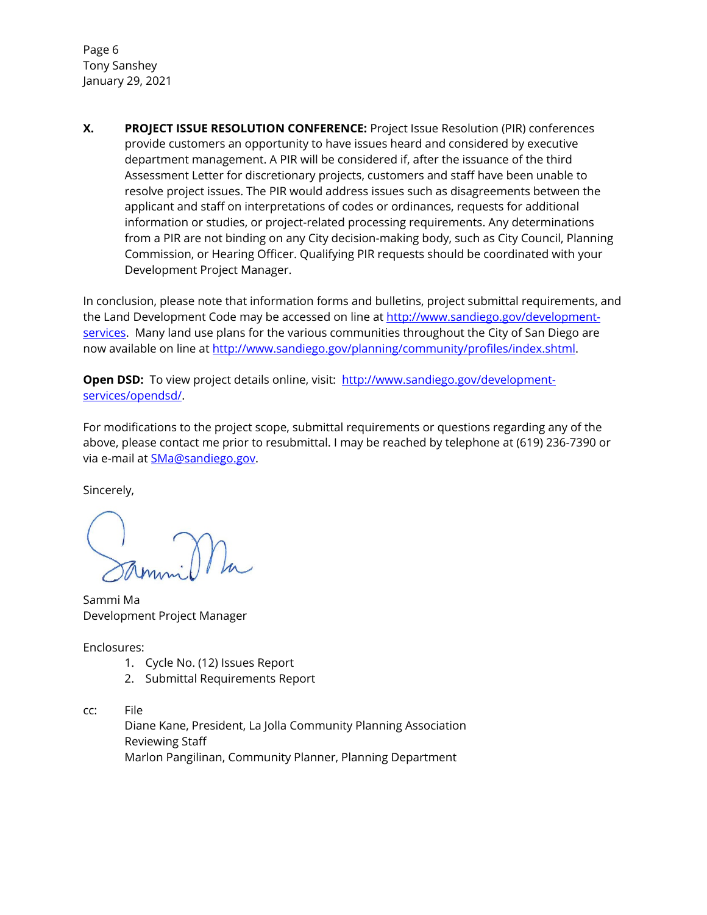**X. PROJECT ISSUE RESOLUTION CONFERENCE:** Project Issue Resolution (PIR) conferences provide customers an opportunity to have issues heard and considered by executive department management. A PIR will be considered if, after the issuance of the third Assessment Letter for discretionary projects, customers and staff have been unable to resolve project issues. The PIR would address issues such as disagreements between the applicant and staff on interpretations of codes or ordinances, requests for additional information or studies, or project-related processing requirements. Any determinations from a PIR are not binding on any City decision-making body, such as City Council, Planning Commission, or Hearing Officer. Qualifying PIR requests should be coordinated with your Development Project Manager.

In conclusion, please note that information forms and bulletins, project submittal requirements, and the Land Development Code may be accessed on line at http://www.sandiego.gov/development-services. Many land use plans for the various communities throughout the City of San Diego are now available on line at http://www.sandiego.gov/planning/community/profiles/index.shtml.

**Open DSD:** To view project details online, visit: http://www.sandiego.gov/development-services/opendsd/.

For modifications to the project scope, submittal requirements or questions regarding any of the above, please contact me prior to resubmittal. I may be reached by telephone at (619) 236-7390 or via e-mail at SMa@sandiego.gov.

Sincerely,

Sammi Ma
Development Project Manager

Enclosures:

1. Cycle No. (12) Issues Report
2. Submittal Requirements Report

cc: File
Diane Kane, President, La Jolla Community Planning Association
Reviewing Staff
Marlon Pangilinan, Community Planner, Planning Department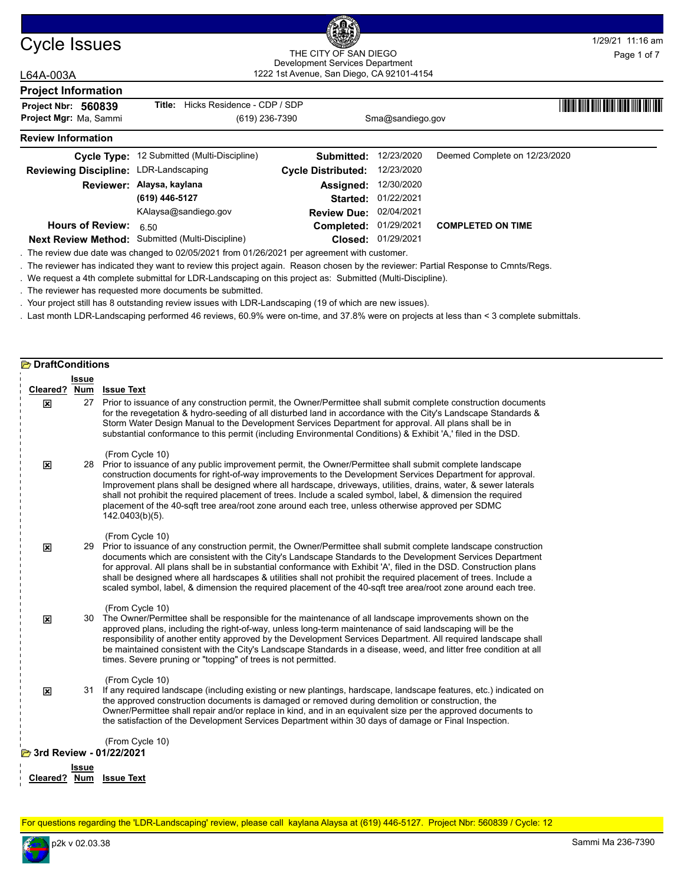# Cycle Issues

THE CITY OF SAN DIEGO
Development Services Department
1222 1st Avenue, San Diego, CA 92101-4154

1/29/21 11:16 am

L64A-003A

## Project Information

**Project Nbr:** **560839** **Title:** Hicks Residence - CDP / SDP
**Project Mgr:** Ma, Sammi (619) 236-7390 Sma@sandiego.gov

## Review Information

| | | | | |
|---|---|---|---|---|
| **Cycle Type:** | 12 Submitted (Multi-Discipline) | **Submitted:** | 12/23/2020 | Deemed Complete on 12/23/2020 |
| **Reviewing Discipline:** | LDR-Landscaping | **Cycle Distributed:** | 12/23/2020 | |
| **Reviewer:** | **Alaysa, kaylana** | **Assigned:** | 12/30/2020 | |
| | **(619) 446-5127** | **Started:** | 01/22/2021 | |
| | KAlaysa@sandiego.gov | **Review Due:** | 02/04/2021 | |
| **Hours of Review:** | 6.50 | **Completed:** | 01/29/2021 | **COMPLETED ON TIME** |
| **Next Review Method:** | Submitted (Multi-Discipline) | **Closed:** | 01/29/2021 | |

. The review due date was changed to 02/05/2021 from 01/26/2021 per agreement with customer.
. The reviewer has indicated they want to review this project again. Reason chosen by the reviewer: Partial Response to Cmnts/Regs.
. We request a 4th complete submittal for LDR-Landscaping on this project as: Submitted (Multi-Discipline).
. The reviewer has requested more documents be submitted.
. Your project still has 8 outstanding review issues with LDR-Landscaping (19 of which are new issues).
. Last month LDR-Landscaping performed 46 reviews, 60.9% were on-time, and 37.8% were on projects at less than < 3 complete submittals.

## DraftConditions

| Cleared? | Issue Num | Issue Text |
|---|---|---|
| ☒ | 27 | Prior to issuance of any construction permit, the Owner/Permittee shall submit complete construction documents for the revegetation & hydro-seeding of all disturbed land in accordance with the City's Landscape Standards & Storm Water Design Manual to the Development Services Department for approval. All plans shall be in substantial conformance to this permit (including Environmental Conditions) & Exhibit 'A,' filed in the DSD. (From Cycle 10) |
| ☒ | 28 | Prior to issuance of any public improvement permit, the Owner/Permittee shall submit complete landscape construction documents for right-of-way improvements to the Development Services Department for approval. Improvement plans shall be designed where all hardscape, driveways, utilities, drains, water, & sewer laterals shall not prohibit the required placement of trees. Include a scaled symbol, label, & dimension the required placement of the 40-sqft tree area/root zone around each tree, unless otherwise approved per SDMC 142.0403(b)(5). (From Cycle 10) |
| ☒ | 29 | Prior to issuance of any construction permit, the Owner/Permittee shall submit complete landscape construction documents which are consistent with the City's Landscape Standards to the Development Services Department for approval. All plans shall be in substantial conformance with Exhibit 'A', filed in the DSD. Construction plans shall be designed where all hardscapes & utilities shall not prohibit the required placement of trees. Include a scaled symbol, label, & dimension the required placement of the 40-sqft tree area/root zone around each tree. (From Cycle 10) |
| ☒ | 30 | The Owner/Permittee shall be responsible for the maintenance of all landscape improvements shown on the approved plans, including the right-of-way, unless long-term maintenance of said landscaping will be the responsibility of another entity approved by the Development Services Department. All required landscape shall be maintained consistent with the City's Landscape Standards in a disease, weed, and litter free condition at all times. Severe pruning or "topping" of trees is not permitted. (From Cycle 10) |
| ☒ | 31 | If any required landscape (including existing or new plantings, hardscape, landscape features, etc.) indicated on the approved construction documents is damaged or removed during demolition or construction, the Owner/Permittee shall repair and/or replace in kind, and in an equivalent size per the approved documents to the satisfaction of the Development Services Department within 30 days of damage or Final Inspection. (From Cycle 10) |

## 3rd Review - 01/22/2021

| Cleared? | Issue Num | Issue Text |
|---|---|---|

For questions regarding the 'LDR-Landscaping' review, please call kaylana Alaysa at (619) 446-5127. Project Nbr: 560839 / Cycle: 12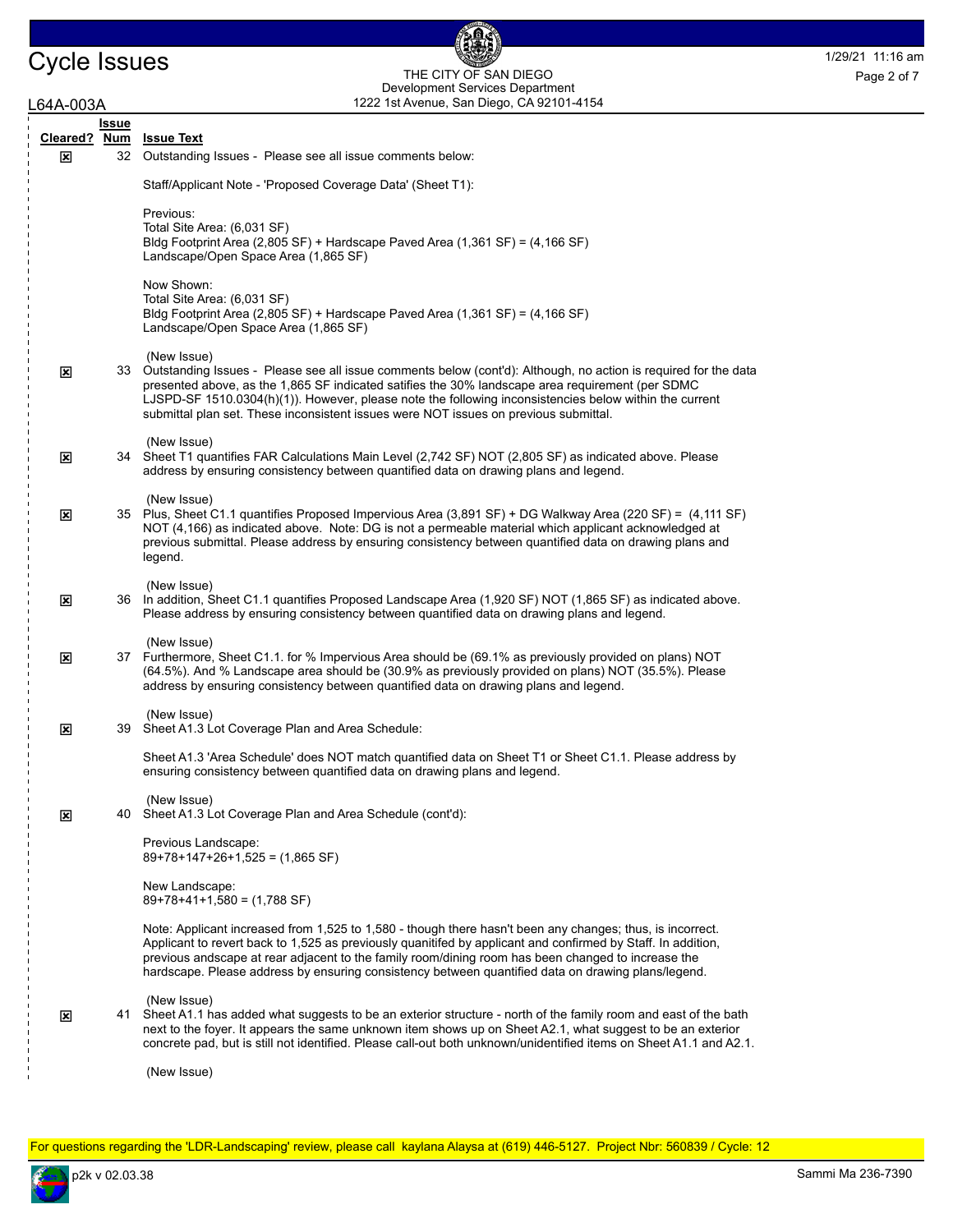# Cycle Issues

THE CITY OF SAN DIEGO
Development Services Department
1222 1st Avenue, San Diego, CA 92101-4154

1/29/21 11:16 am

L64A-003A

| Cleared? | Issue Num | Issue Text |
|---|---|---|
| ☒ | 32 | Outstanding Issues - Please see all issue comments below:<br><br>Staff/Applicant Note - 'Proposed Coverage Data' (Sheet T1):<br><br>Previous:<br>Total Site Area: (6,031 SF)<br>Bldg Footprint Area (2,805 SF) + Hardscape Paved Area (1,361 SF) = (4,166 SF)<br>Landscape/Open Space Area (1,865 SF)<br><br>Now Shown:<br>Total Site Area: (6,031 SF)<br>Bldg Footprint Area (2,805 SF) + Hardscape Paved Area (1,361 SF) = (4,166 SF)<br>Landscape/Open Space Area (1,865 SF)<br><br>(New Issue) |
| ☒ | 33 | Outstanding Issues - Please see all issue comments below (cont'd): Although, no action is required for the data presented above, as the 1,865 SF indicated satifies the 30% landscape area requirement (per SDMC LJSPD-SF 1510.0304(h)(1)). However, please note the following inconsistencies below within the current submittal plan set. These inconsistent issues were NOT issues on previous submittal.<br><br>(New Issue) |
| ☒ | 34 | Sheet T1 quantifies FAR Calculations Main Level (2,742 SF) NOT (2,805 SF) as indicated above. Please address by ensuring consistency between quantified data on drawing plans and legend.<br><br>(New Issue) |
| ☒ | 35 | Plus, Sheet C1.1 quantifies Proposed Impervious Area (3,891 SF) + DG Walkway Area (220 SF) = (4,111 SF) NOT (4,166) as indicated above. Note: DG is not a permeable material which applicant acknowledged at previous submittal. Please address by ensuring consistency between quantified data on drawing plans and legend.<br><br>(New Issue) |
| ☒ | 36 | In addition, Sheet C1.1 quantifies Proposed Landscape Area (1,920 SF) NOT (1,865 SF) as indicated above. Please address by ensuring consistency between quantified data on drawing plans and legend.<br><br>(New Issue) |
| ☒ | 37 | Furthermore, Sheet C1.1. for % Impervious Area should be (69.1% as previously provided on plans) NOT (64.5%). And % Landscape area should be (30.9% as previously provided on plans) NOT (35.5%). Please address by ensuring consistency between quantified data on drawing plans and legend.<br><br>(New Issue) |
| ☒ | 39 | Sheet A1.3 Lot Coverage Plan and Area Schedule:<br><br>Sheet A1.3 'Area Schedule' does NOT match quantified data on Sheet T1 or Sheet C1.1. Please address by ensuring consistency between quantified data on drawing plans and legend.<br><br>(New Issue) |
| ☒ | 40 | Sheet A1.3 Lot Coverage Plan and Area Schedule (cont'd):<br><br>Previous Landscape:<br>89+78+147+26+1,525 = (1,865 SF)<br><br>New Landscape:<br>89+78+41+1,580 = (1,788 SF)<br><br>Note: Applicant increased from 1,525 to 1,580 - though there hasn't been any changes; thus, is incorrect. Applicant to revert back to 1,525 as previously quanitifed by applicant and confirmed by Staff. In addition, previous andscape at rear adjacent to the family room/dining room has been changed to increase the hardscape. Please address by ensuring consistency between quantified data on drawing plans/legend.<br><br>(New Issue) |
| ☒ | 41 | Sheet A1.1 has added what suggests to be an exterior structure - north of the family room and east of the bath next to the foyer. It appears the same unknown item shows up on Sheet A2.1, what suggest to be an exterior concrete pad, but is still not identified. Please call-out both unknown/unidentified items on Sheet A1.1 and A2.1.<br><br>(New Issue) |

For questions regarding the 'LDR-Landscaping' review, please call kaylana Alaysa at (619) 446-5127. Project Nbr: 560839 / Cycle: 12

p2k v 02.03.38

Sammi Ma 236-7390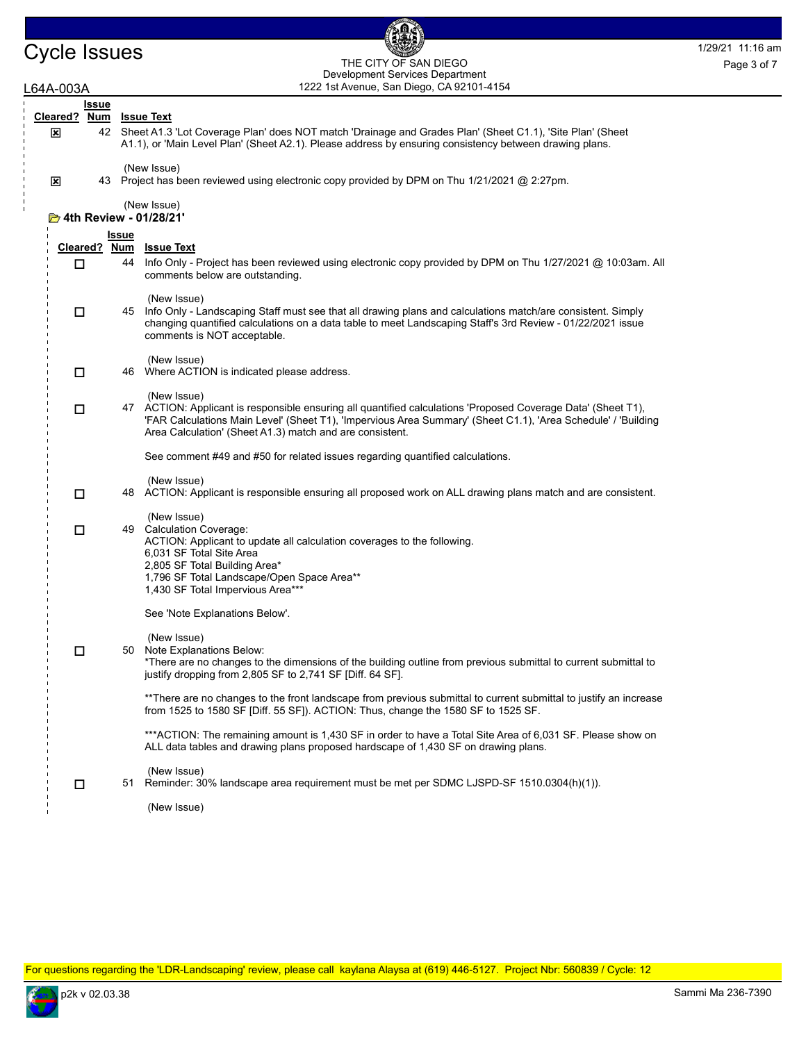| Cleared? | Issue Num | Issue Text |
|---|---|---|
| ☒ | 42 | Sheet A1.3 'Lot Coverage Plan' does NOT match 'Drainage and Grades Plan' (Sheet C1.1), 'Site Plan' (Sheet A1.1), or 'Main Level Plan' (Sheet A2.1). Please address by ensuring consistency between drawing plans.<br><br>(New Issue) |
| ☒ | 43 | Project has been reviewed using electronic copy provided by DPM on Thu 1/21/2021 @ 2:27pm.<br><br>(New Issue) |

### 4th Review - 01/28/21'

| Cleared? | Issue Num | Issue Text |
|---|---|---|
| ☐ | 44 | Info Only - Project has been reviewed using electronic copy provided by DPM on Thu 1/27/2021 @ 10:03am. All comments below are outstanding.<br><br>(New Issue) |
| ☐ | 45 | Info Only - Landscaping Staff must see that all drawing plans and calculations match/are consistent. Simply changing quantified calculations on a data table to meet Landscaping Staff's 3rd Review - 01/22/2021 issue comments is NOT acceptable.<br><br>(New Issue) |
| ☐ | 46 | Where ACTION is indicated please address.<br><br>(New Issue) |
| ☐ | 47 | ACTION: Applicant is responsible ensuring all quantified calculations 'Proposed Coverage Data' (Sheet T1), 'FAR Calculations Main Level' (Sheet T1), 'Impervious Area Summary' (Sheet C1.1), 'Area Schedule' / 'Building Area Calculation' (Sheet A1.3) match and are consistent.<br><br>See comment #49 and #50 for related issues regarding quantified calculations.<br><br>(New Issue) |
| ☐ | 48 | ACTION: Applicant is responsible ensuring all proposed work on ALL drawing plans match and are consistent.<br><br>(New Issue) |
| ☐ | 49 | Calculation Coverage:<br>ACTION: Applicant to update all calculation coverages to the following.<br>6,031 SF Total Site Area<br>2,805 SF Total Building Area*<br>1,796 SF Total Landscape/Open Space Area**<br>1,430 SF Total Impervious Area***<br><br>See 'Note Explanations Below'.<br><br>(New Issue) |
| ☐ | 50 | Note Explanations Below:<br>*There are no changes to the dimensions of the building outline from previous submittal to current submittal to justify dropping from 2,805 SF to 2,741 SF [Diff. 64 SF].<br><br>**There are no changes to the front landscape from previous submittal to current submittal to justify an increase from 1525 to 1580 SF [Diff. 55 SF]). ACTION: Thus, change the 1580 SF to 1525 SF.<br><br>***ACTION: The remaining amount is 1,430 SF in order to have a Total Site Area of 6,031 SF. Please show on ALL data tables and drawing plans proposed hardscape of 1,430 SF on drawing plans.<br><br>(New Issue) |
| ☐ | 51 | Reminder: 30% landscape area requirement must be met per SDMC LJSPD-SF 1510.0304(h)(1)).<br><br>(New Issue) |

For questions regarding the 'LDR-Landscaping' review, please call kaylana Alaysa at (619) 446-5127. Project Nbr: 560839 / Cycle: 12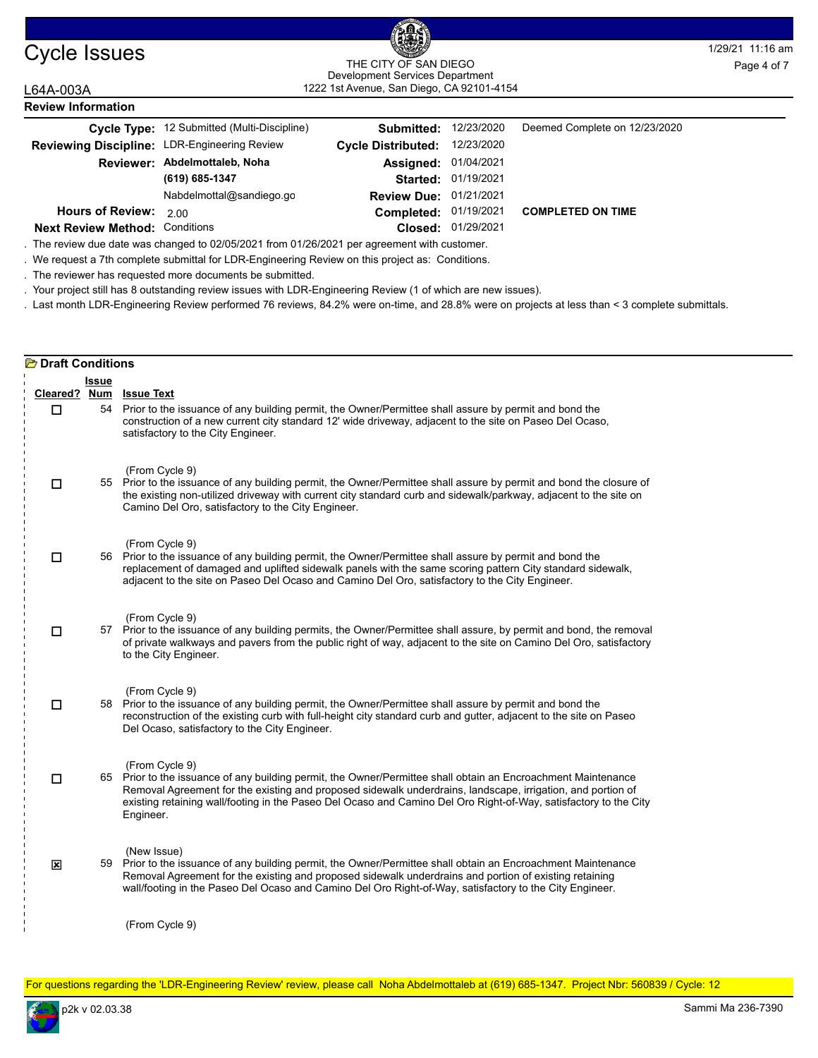# Cycle Issues

THE CITY OF SAN DIEGO
Development Services Department
1222 1st Avenue, San Diego, CA 92101-4154

L64A-003A

**Review Information**

| | | | | |
|---|---|---|---|---|
| **Cycle Type:** | 12 Submitted (Multi-Discipline) | **Submitted:** | 12/23/2020 | Deemed Complete on 12/23/2020 |
| **Reviewing Discipline:** | LDR-Engineering Review | **Cycle Distributed:** | 12/23/2020 | |
| **Reviewer:** | **Abdelmottaleb, Noha** | **Assigned:** | 01/04/2021 | |
| | **(619) 685-1347** | **Started:** | 01/19/2021 | |
| | Nabdelmottal@sandiego.go | **Review Due:** | 01/21/2021 | |
| **Hours of Review:** | 2.00 | **Completed:** | 01/19/2021 | **COMPLETED ON TIME** |
| **Next Review Method:** | Conditions | **Closed:** | 01/29/2021 | |

. The review due date was changed to 02/05/2021 from 01/26/2021 per agreement with customer.

. We request a 7th complete submittal for LDR-Engineering Review on this project as: Conditions.

. The reviewer has requested more documents be submitted.

. Your project still has 8 outstanding review issues with LDR-Engineering Review (1 of which are new issues).

. Last month LDR-Engineering Review performed 76 reviews, 84.2% were on-time, and 28.8% were on projects at less than < 3 complete submittals.

**Draft Conditions**

| Cleared? | Issue Num | Issue Text |
|---|---|---|
| ☐ | 54 | Prior to the issuance of any building permit, the Owner/Permittee shall assure by permit and bond the construction of a new current city standard 12' wide driveway, adjacent to the site on Paseo Del Ocaso, satisfactory to the City Engineer. (From Cycle 9) |
| ☐ | 55 | Prior to the issuance of any building permit, the Owner/Permittee shall assure by permit and bond the closure of the existing non-utilized driveway with current city standard curb and sidewalk/parkway, adjacent to the site on Camino Del Oro, satisfactory to the City Engineer. (From Cycle 9) |
| ☐ | 56 | Prior to the issuance of any building permit, the Owner/Permittee shall assure by permit and bond the replacement of damaged and uplifted sidewalk panels with the same scoring pattern City standard sidewalk, adjacent to the site on Paseo Del Ocaso and Camino Del Oro, satisfactory to the City Engineer. (From Cycle 9) |
| ☐ | 57 | Prior to the issuance of any building permits, the Owner/Permittee shall assure, by permit and bond, the removal of private walkways and pavers from the public right of way, adjacent to the site on Camino Del Oro, satisfactory to the City Engineer. (From Cycle 9) |
| ☐ | 58 | Prior to the issuance of any building permit, the Owner/Permittee shall assure by permit and bond the reconstruction of the existing curb with full-height city standard curb and gutter, adjacent to the site on Paseo Del Ocaso, satisfactory to the City Engineer. (From Cycle 9) |
| ☐ | 65 | Prior to the issuance of any building permit, the Owner/Permittee shall obtain an Encroachment Maintenance Removal Agreement for the existing and proposed sidewalk underdrains, landscape, irrigation, and portion of existing retaining wall/footing in the Paseo Del Ocaso and Camino Del Oro Right-of-Way, satisfactory to the City Engineer. (New Issue) |
| ☒ | 59 | Prior to the issuance of any building permit, the Owner/Permittee shall obtain an Encroachment Maintenance Removal Agreement for the existing and proposed sidewalk underdrains and portion of existing retaining wall/footing in the Paseo Del Ocaso and Camino Del Oro Right-of-Way, satisfactory to the City Engineer. (From Cycle 9) |

For questions regarding the 'LDR-Engineering Review' review, please call Noha Abdelmottaleb at (619) 685-1347. Project Nbr: 560839 / Cycle: 12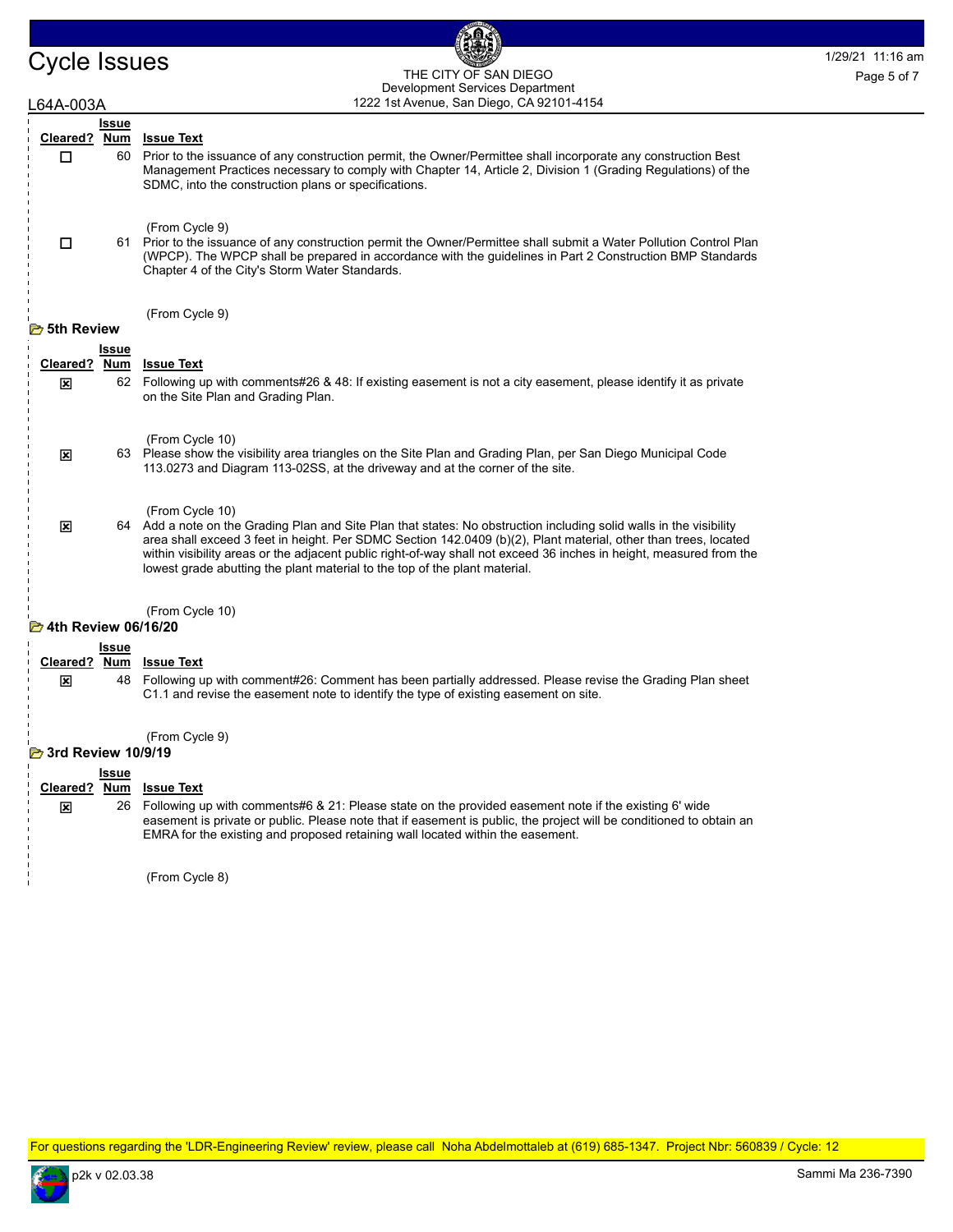| Cleared? | Issue Num | Issue Text |
|---|---|---|
| ☐ | 60 | Prior to the issuance of any construction permit, the Owner/Permittee shall incorporate any construction Best Management Practices necessary to comply with Chapter 14, Article 2, Division 1 (Grading Regulations) of the SDMC, into the construction plans or specifications.<br><br>(From Cycle 9) |
| ☐ | 61 | Prior to the issuance of any construction permit the Owner/Permittee shall submit a Water Pollution Control Plan (WPCP). The WPCP shall be prepared in accordance with the guidelines in Part 2 Construction BMP Standards Chapter 4 of the City's Storm Water Standards.<br><br>(From Cycle 9) |

### 5th Review

| Cleared? | Issue Num | Issue Text |
|---|---|---|
| ☒ | 62 | Following up with comments#26 & 48: If existing easement is not a city easement, please identify it as private on the Site Plan and Grading Plan.<br><br>(From Cycle 10) |
| ☒ | 63 | Please show the visibility area triangles on the Site Plan and Grading Plan, per San Diego Municipal Code 113.0273 and Diagram 113-02SS, at the driveway and at the corner of the site.<br><br>(From Cycle 10) |
| ☒ | 64 | Add a note on the Grading Plan and Site Plan that states: No obstruction including solid walls in the visibility area shall exceed 3 feet in height. Per SDMC Section 142.0409 (b)(2), Plant material, other than trees, located within visibility areas or the adjacent public right-of-way shall not exceed 36 inches in height, measured from the lowest grade abutting the plant material to the top of the plant material.<br><br>(From Cycle 10) |

### 4th Review 06/16/20

| Cleared? | Issue Num | Issue Text |
|---|---|---|
| ☒ | 48 | Following up with comment#26: Comment has been partially addressed. Please revise the Grading Plan sheet C1.1 and revise the easement note to identify the type of existing easement on site.<br><br>(From Cycle 9) |

### 3rd Review 10/9/19

| Cleared? | Issue Num | Issue Text |
|---|---|---|
| ☒ | 26 | Following up with comments#6 & 21: Please state on the provided easement note if the existing 6' wide easement is private or public. Please note that if easement is public, the project will be conditioned to obtain an EMRA for the existing and proposed retaining wall located within the easement.<br><br>(From Cycle 8) |

For questions regarding the 'LDR-Engineering Review' review, please call Noha Abdelmottaleb at (619) 685-1347. Project Nbr: 560839 / Cycle: 12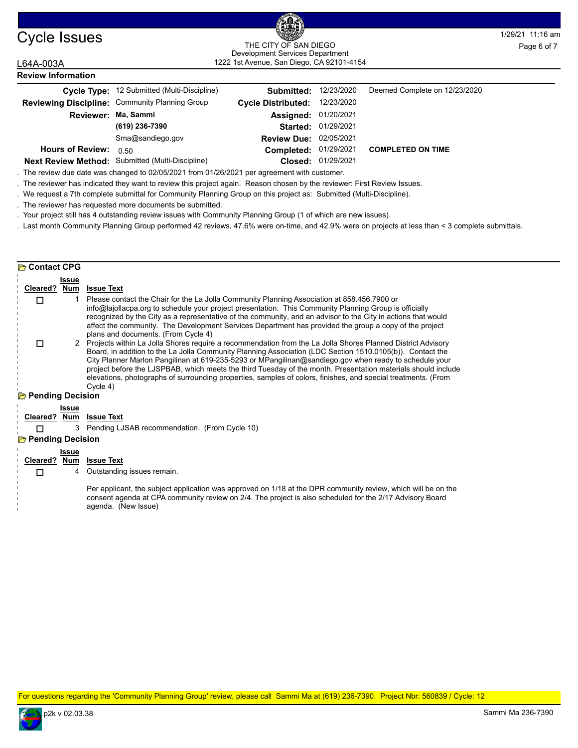# Cycle Issues

THE CITY OF SAN DIEGO
Development Services Department
1222 1st Avenue, San Diego, CA 92101-4154

L64A-003A

## Review Information

| | | | | |
|---|---|---|---|---|
| **Cycle Type:** | 12 Submitted (Multi-Discipline) | **Submitted:** | 12/23/2020 | Deemed Complete on 12/23/2020 |
| **Reviewing Discipline:** | Community Planning Group | **Cycle Distributed:** | 12/23/2020 | |
| **Reviewer:** | **Ma, Sammi** | **Assigned:** | 01/20/2021 | |
| | **(619) 236-7390** | **Started:** | 01/29/2021 | |
| | Sma@sandiego.gov | **Review Due:** | 02/05/2021 | |
| **Hours of Review:** | 0.50 | **Completed:** | 01/29/2021 | **COMPLETED ON TIME** |
| **Next Review Method:** | Submitted (Multi-Discipline) | **Closed:** | 01/29/2021 | |

. The review due date was changed to 02/05/2021 from 01/26/2021 per agreement with customer.

. The reviewer has indicated they want to review this project again. Reason chosen by the reviewer: First Review Issues.

. We request a 7th complete submittal for Community Planning Group on this project as: Submitted (Multi-Discipline).

. The reviewer has requested more documents be submitted.

. Your project still has 4 outstanding review issues with Community Planning Group (1 of which are new issues).

. Last month Community Planning Group performed 42 reviews, 47.6% were on-time, and 42.9% were on projects at less than < 3 complete submittals.

### Contact CPG

| Cleared? | Issue Num | Issue Text |
|---|---|---|
| ☐ | 1 | Please contact the Chair for the La Jolla Community Planning Association at 858.456.7900 or info@lajollacpa.org to schedule your project presentation. This Community Planning Group is officially recognized by the City as a representative of the community, and an advisor to the City in actions that would affect the community. The Development Services Department has provided the group a copy of the project plans and documents. (From Cycle 4) |
| ☐ | 2 | Projects within La Jolla Shores require a recommendation from the La Jolla Shores Planned District Advisory Board, in addition to the La Jolla Community Planning Association (LDC Section 1510.0105(b)). Contact the City Planner Marlon Pangilinan at 619-235-5293 or MPangilinan@sandiego.gov when ready to schedule your project before the LJSPBAB, which meets the third Tuesday of the month. Presentation materials should include elevations, photographs of surrounding properties, samples of colors, finishes, and special treatments. (From Cycle 4) |

### Pending Decision

| Cleared? | Issue Num | Issue Text |
|---|---|---|
| ☐ | 3 | Pending LJSAB recommendation. (From Cycle 10) |

### Pending Decision

| Cleared? | Issue Num | Issue Text |
|---|---|---|
| ☐ | 4 | Outstanding issues remain.<br><br>Per applicant, the subject application was approved on 1/18 at the DPR community review, which will be on the consent agenda at CPA community review on 2/4. The project is also scheduled for the 2/17 Advisory Board agenda. (New Issue) |

For questions regarding the 'Community Planning Group' review, please call Sammi Ma at (619) 236-7390. Project Nbr: 560839 / Cycle: 12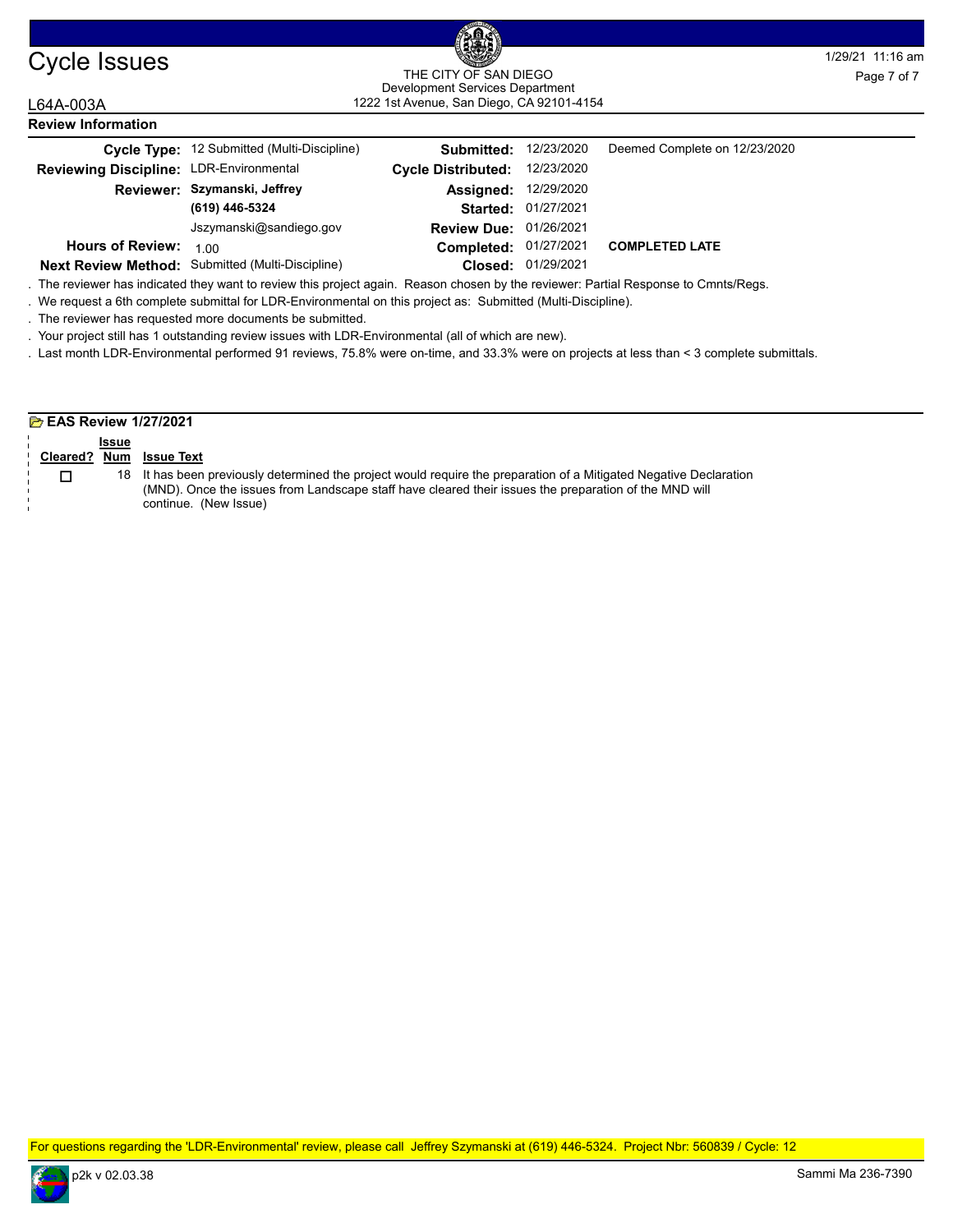## Review Information

| | | | | |
|---|---|---|---|---|
| **Cycle Type:** | 12 Submitted (Multi-Discipline) | **Submitted:** | 12/23/2020 | Deemed Complete on 12/23/2020 |
| **Reviewing Discipline:** | LDR-Environmental | **Cycle Distributed:** | 12/23/2020 | |
| **Reviewer:** | **Szymanski, Jeffrey** | **Assigned:** | 12/29/2020 | |
| | **(619) 446-5324** | **Started:** | 01/27/2021 | |
| | Jszymanski@sandiego.gov | **Review Due:** | 01/26/2021 | |
| **Hours of Review:** | 1.00 | **Completed:** | 01/27/2021 | **COMPLETED LATE** |
| **Next Review Method:** | Submitted (Multi-Discipline) | **Closed:** | 01/29/2021 | |

. The reviewer has indicated they want to review this project again. Reason chosen by the reviewer: Partial Response to Cmnts/Regs.

. We request a 6th complete submittal for LDR-Environmental on this project as: Submitted (Multi-Discipline).

. The reviewer has requested more documents be submitted.

. Your project still has 1 outstanding review issues with LDR-Environmental (all of which are new).

. Last month LDR-Environmental performed 91 reviews, 75.8% were on-time, and 33.3% were on projects at less than < 3 complete submittals.

### EAS Review 1/27/2021

| Cleared? | Issue Num | Issue Text |
|---|---|---|
| ☐ | 18 | It has been previously determined the project would require the preparation of a Mitigated Negative Declaration (MND). Once the issues from Landscape staff have cleared their issues the preparation of the MND will continue. (New Issue) |

For questions regarding the 'LDR-Environmental' review, please call Jeffrey Szymanski at (619) 446-5324. Project Nbr: 560839 / Cycle: 12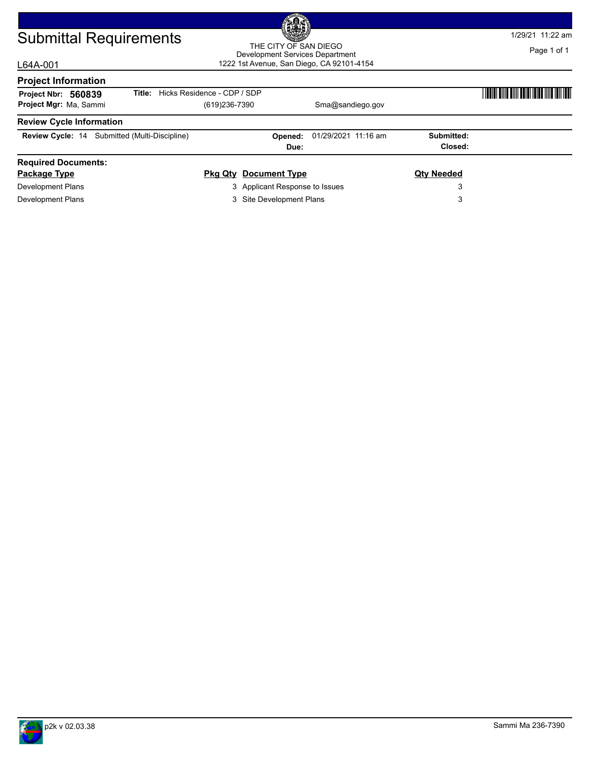# Submittal Requirements

THE CITY OF SAN DIEGO
Development Services Department
1222 1st Avenue, San Diego, CA 92101-4154

1/29/21 11:22 am

L64A-001

## Project Information

**Project Nbr:** **560839** **Title:** Hicks Residence - CDP / SDP
**Project Mgr:** Ma, Sammi (619)236-7390 Sma@sandiego.gov

## Review Cycle Information

**Review Cycle:** 14 Submitted (Multi-Discipline) **Opened:** 01/29/2021 11:16 am **Submitted:**
**Due:** **Closed:**

## Required Documents:

| Package Type | Pkg Qty | Document Type | Qty Needed |
|---|---|---|---|
| Development Plans | 3 | Applicant Response to Issues | 3 |
| Development Plans | 3 | Site Development Plans | 3 |

p2k v 02.03.38

Sammi Ma 236-7390